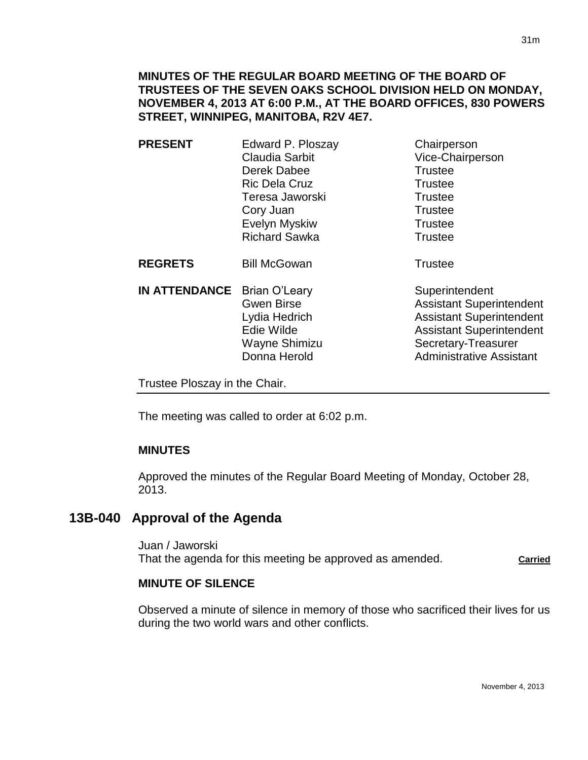**MINUTES OF THE REGULAR BOARD MEETING OF THE BOARD OF TRUSTEES OF THE SEVEN OAKS SCHOOL DIVISION HELD ON MONDAY, NOVEMBER 4, 2013 AT 6:00 P.M., AT THE BOARD OFFICES, 830 POWERS STREET, WINNIPEG, MANITOBA, R2V 4E7.**

| | | |
|---|---|---|
| **PRESENT** | Edward P. Ploszay | Chairperson |
| | Claudia Sarbit | Vice-Chairperson |
| | Derek Dabee | Trustee |
| | Ric Dela Cruz | Trustee |
| | Teresa Jaworski | Trustee |
| | Cory Juan | Trustee |
| | Evelyn Myskiw | Trustee |
| | Richard Sawka | Trustee |
| **REGRETS** | Bill McGowan | Trustee |
| **IN ATTENDANCE** | Brian O'Leary | Superintendent |
| | Gwen Birse | Assistant Superintendent |
| | Lydia Hedrich | Assistant Superintendent |
| | Edie Wilde | Assistant Superintendent |
| | Wayne Shimizu | Secretary-Treasurer |
| | Donna Herold | Administrative Assistant |

Trustee Ploszay in the Chair.

The meeting was called to order at 6:02 p.m.

**MINUTES**

Approved the minutes of the Regular Board Meeting of Monday, October 28, 2013.

## 13B-040 Approval of the Agenda

Juan / Jaworski
That the agenda for this meeting be approved as amended. **Carried**

**MINUTE OF SILENCE**

Observed a minute of silence in memory of those who sacrificed their lives for us during the two world wars and other conflicts.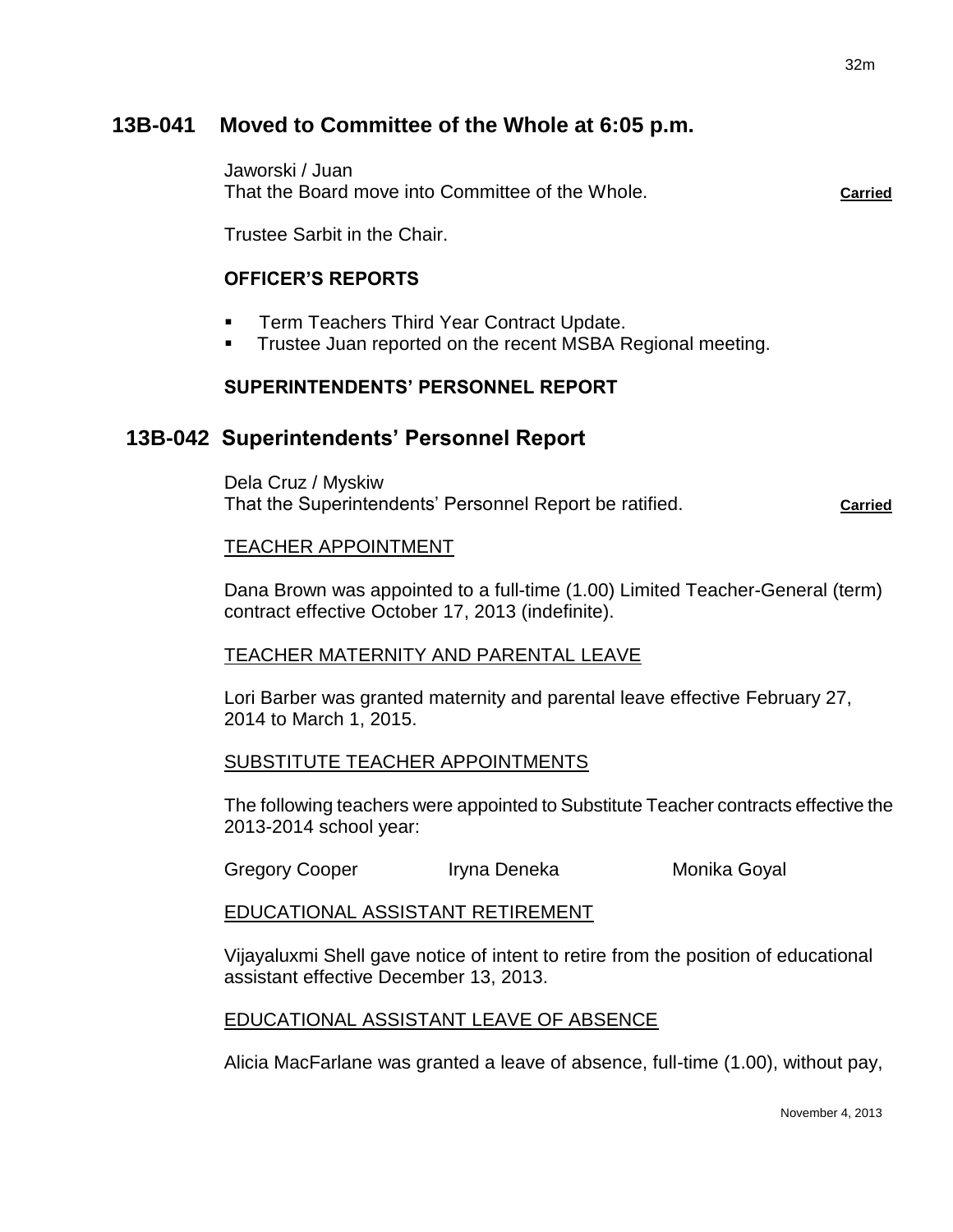## 13B-041 Moved to Committee of the Whole at 6:05 p.m.

Jaworski / Juan
That the Board move into Committee of the Whole. **Carried**

Trustee Sarbit in the Chair.

### OFFICER'S REPORTS

- Term Teachers Third Year Contract Update.
- Trustee Juan reported on the recent MSBA Regional meeting.

### SUPERINTENDENTS' PERSONNEL REPORT

## 13B-042 Superintendents' Personnel Report

Dela Cruz / Myskiw
That the Superintendents' Personnel Report be ratified. **Carried**

TEACHER APPOINTMENT

Dana Brown was appointed to a full-time (1.00) Limited Teacher-General (term) contract effective October 17, 2013 (indefinite).

TEACHER MATERNITY AND PARENTAL LEAVE

Lori Barber was granted maternity and parental leave effective February 27, 2014 to March 1, 2015.

SUBSTITUTE TEACHER APPOINTMENTS

The following teachers were appointed to Substitute Teacher contracts effective the 2013-2014 school year:

| | | |
|---|---|---|
| Gregory Cooper | Iryna Deneka | Monika Goyal |

EDUCATIONAL ASSISTANT RETIREMENT

Vijayaluxmi Shell gave notice of intent to retire from the position of educational assistant effective December 13, 2013.

EDUCATIONAL ASSISTANT LEAVE OF ABSENCE

Alicia MacFarlane was granted a leave of absence, full-time (1.00), without pay,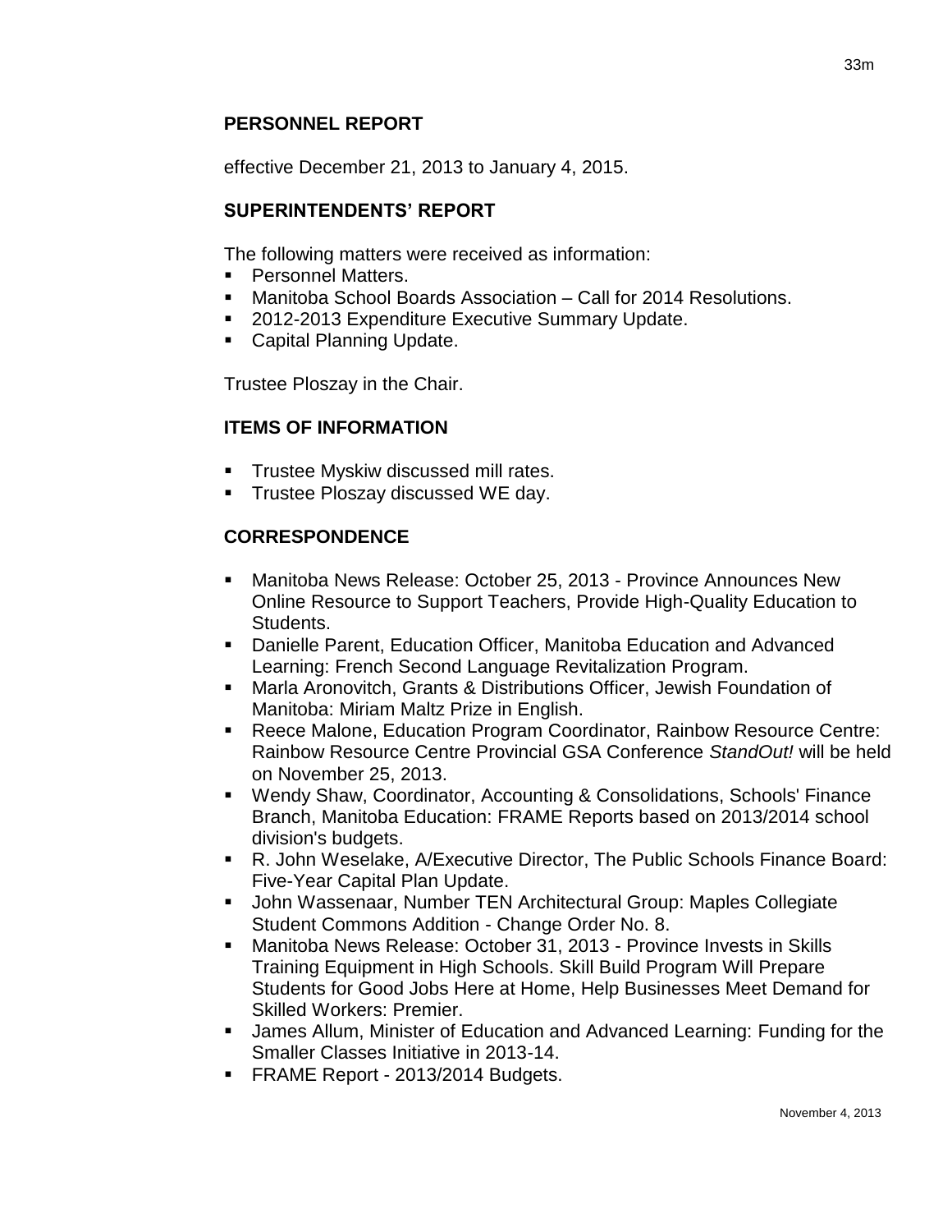## PERSONNEL REPORT

effective December 21, 2013 to January 4, 2015.

## SUPERINTENDENTS' REPORT

The following matters were received as information:

- Personnel Matters.
- Manitoba School Boards Association – Call for 2014 Resolutions.
- 2012-2013 Expenditure Executive Summary Update.
- Capital Planning Update.

Trustee Ploszay in the Chair.

## ITEMS OF INFORMATION

- Trustee Myskiw discussed mill rates.
- Trustee Ploszay discussed WE day.

## CORRESPONDENCE

- Manitoba News Release: October 25, 2013 - Province Announces New Online Resource to Support Teachers, Provide High-Quality Education to Students.
- Danielle Parent, Education Officer, Manitoba Education and Advanced Learning: French Second Language Revitalization Program.
- Marla Aronovitch, Grants & Distributions Officer, Jewish Foundation of Manitoba: Miriam Maltz Prize in English.
- Reece Malone, Education Program Coordinator, Rainbow Resource Centre: Rainbow Resource Centre Provincial GSA Conference *StandOut!* will be held on November 25, 2013.
- Wendy Shaw, Coordinator, Accounting & Consolidations, Schools' Finance Branch, Manitoba Education: FRAME Reports based on 2013/2014 school division's budgets.
- R. John Weselake, A/Executive Director, The Public Schools Finance Board: Five-Year Capital Plan Update.
- John Wassenaar, Number TEN Architectural Group: Maples Collegiate Student Commons Addition - Change Order No. 8.
- Manitoba News Release: October 31, 2013 - Province Invests in Skills Training Equipment in High Schools. Skill Build Program Will Prepare Students for Good Jobs Here at Home, Help Businesses Meet Demand for Skilled Workers: Premier.
- James Allum, Minister of Education and Advanced Learning: Funding for the Smaller Classes Initiative in 2013-14.
- FRAME Report - 2013/2014 Budgets.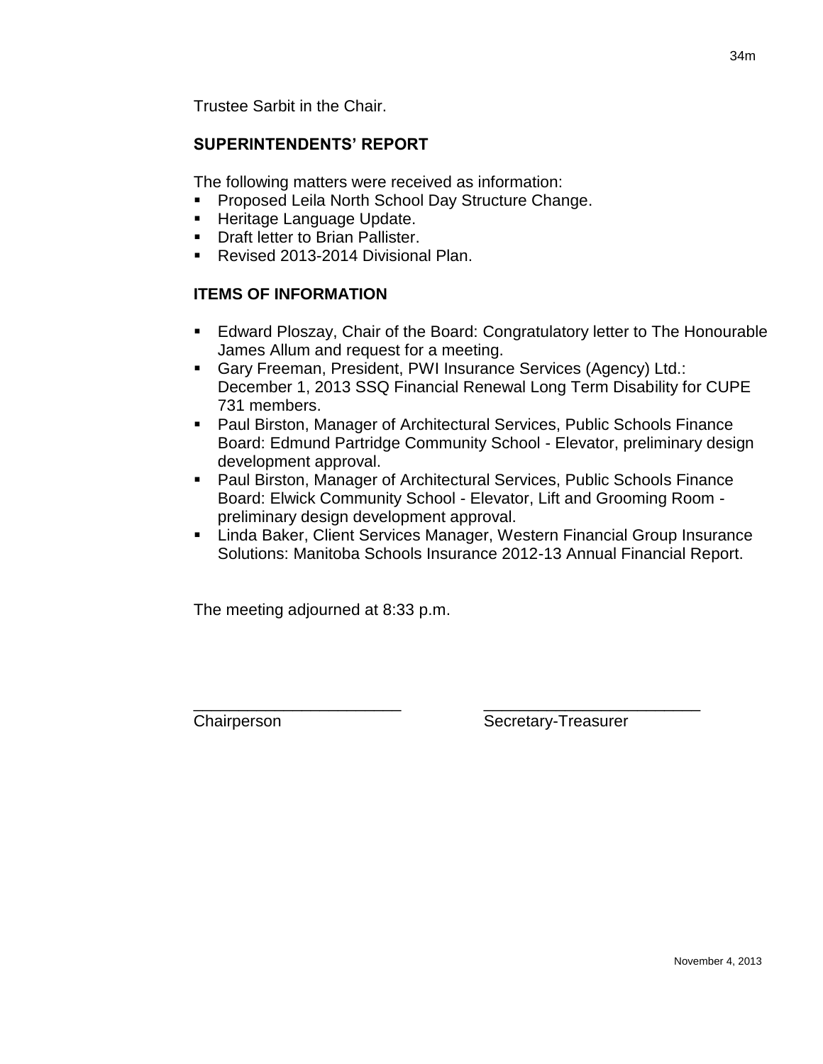Trustee Sarbit in the Chair.

**SUPERINTENDENTS' REPORT**

The following matters were received as information:

- Proposed Leila North School Day Structure Change.
- Heritage Language Update.
- Draft letter to Brian Pallister.
- Revised 2013-2014 Divisional Plan.

**ITEMS OF INFORMATION**

- Edward Ploszay, Chair of the Board: Congratulatory letter to The Honourable James Allum and request for a meeting.
- Gary Freeman, President, PWI Insurance Services (Agency) Ltd.: December 1, 2013 SSQ Financial Renewal Long Term Disability for CUPE 731 members.
- Paul Birston, Manager of Architectural Services, Public Schools Finance Board: Edmund Partridge Community School - Elevator, preliminary design development approval.
- Paul Birston, Manager of Architectural Services, Public Schools Finance Board: Elwick Community School - Elevator, Lift and Grooming Room - preliminary design development approval.
- Linda Baker, Client Services Manager, Western Financial Group Insurance Solutions: Manitoba Schools Insurance 2012-13 Annual Financial Report.

The meeting adjourned at 8:33 p.m.

\_\_\_\_\_\_\_\_\_\_\_\_\_\_\_\_\_\_\_\_\_\_\_\_ \_\_\_\_\_\_\_\_\_\_\_\_\_\_\_\_\_\_\_\_\_\_\_\_

Chairperson Secretary-Treasurer